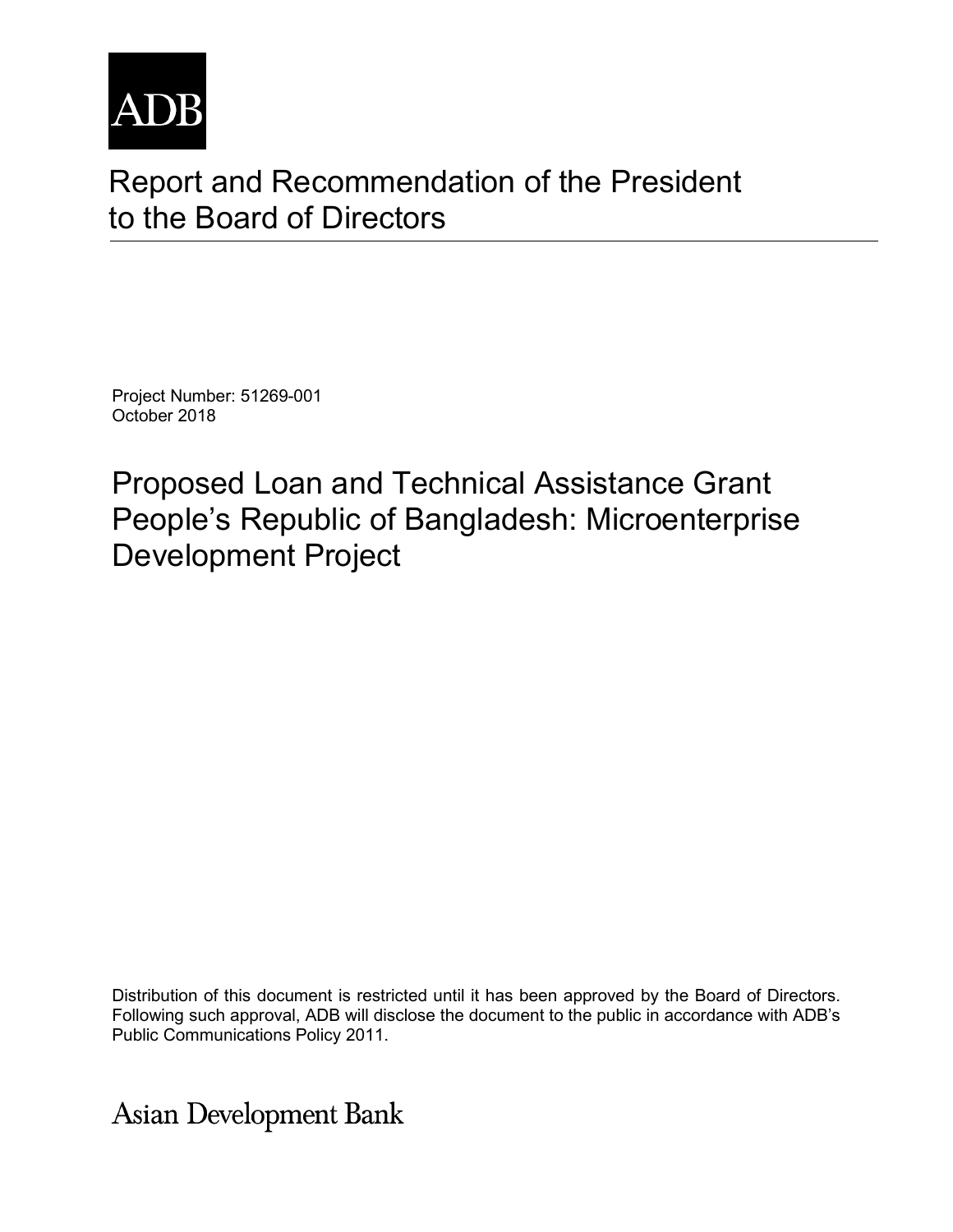ADB

# Report and Recommendation of the President to the Board of Directors

Project Number: 51269-001
October 2018

## Proposed Loan and Technical Assistance Grant People's Republic of Bangladesh: Microenterprise Development Project

Distribution of this document is restricted until it has been approved by the Board of Directors. Following such approval, ADB will disclose the document to the public in accordance with ADB's Public Communications Policy 2011.

Asian Development Bank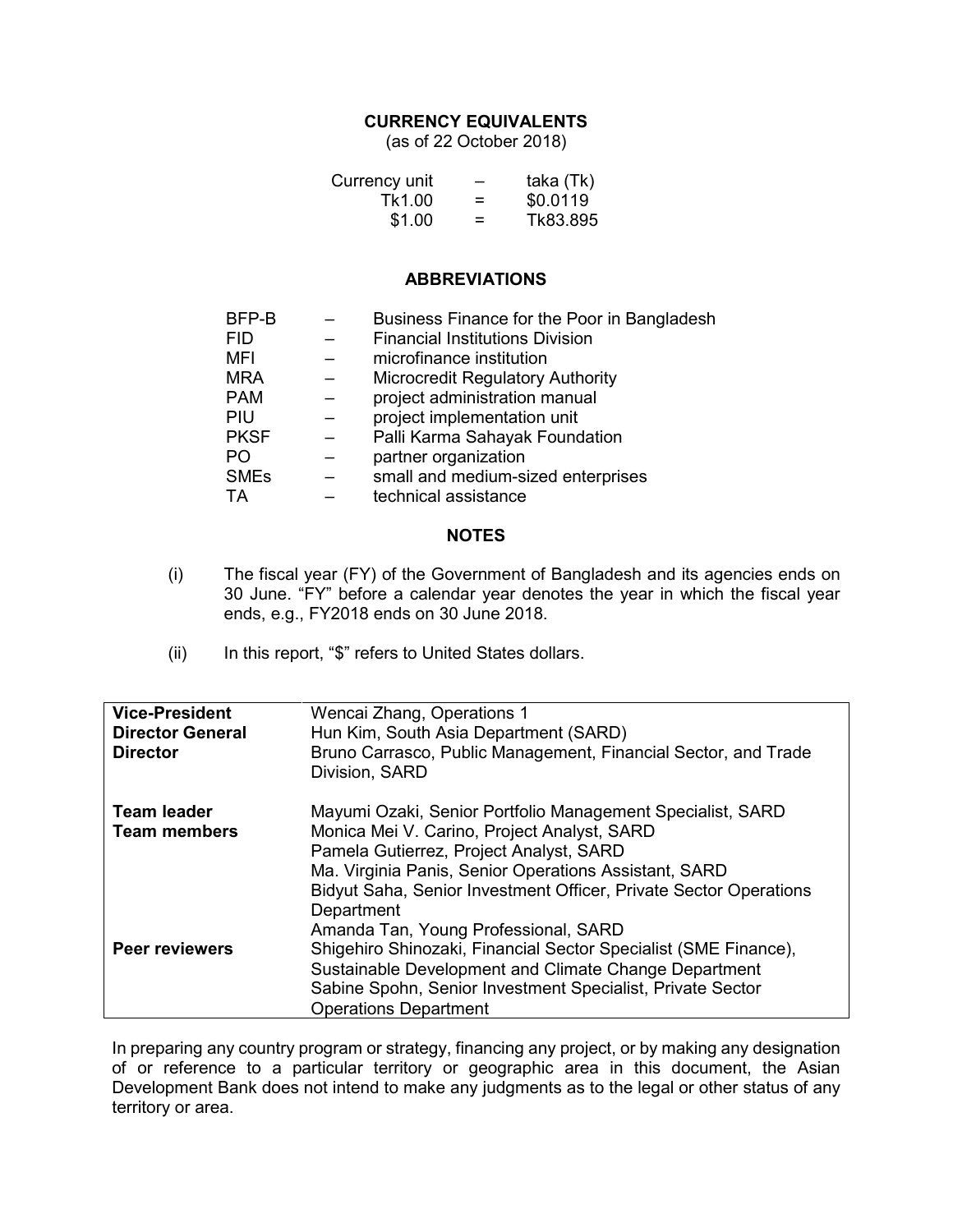## CURRENCY EQUIVALENTS

(as of 22 October 2018)

| | | |
|---|---|---|
| Currency unit | – | taka (Tk) |
| Tk1.00 | = | $0.0119 |
| $1.00 | = | Tk83.895 |

## ABBREVIATIONS

| | | |
|---|---|---|
| BFP-B | – | Business Finance for the Poor in Bangladesh |
| FID | – | Financial Institutions Division |
| MFI | – | microfinance institution |
| MRA | – | Microcredit Regulatory Authority |
| PAM | – | project administration manual |
| PIU | – | project implementation unit |
| PKSF | – | Palli Karma Sahayak Foundation |
| PO | – | partner organization |
| SMEs | – | small and medium-sized enterprises |
| TA | – | technical assistance |

## NOTES

(i) The fiscal year (FY) of the Government of Bangladesh and its agencies ends on 30 June. "FY" before a calendar year denotes the year in which the fiscal year ends, e.g., FY2018 ends on 30 June 2018.

(ii) In this report, "$" refers to United States dollars.

| | |
|---|---|
| **Vice-President** | Wencai Zhang, Operations 1 |
| **Director General** | Hun Kim, South Asia Department (SARD) |
| **Director** | Bruno Carrasco, Public Management, Financial Sector, and Trade Division, SARD |
| **Team leader** | Mayumi Ozaki, Senior Portfolio Management Specialist, SARD |
| **Team members** | Monica Mei V. Carino, Project Analyst, SARD<br>Pamela Gutierrez, Project Analyst, SARD<br>Ma. Virginia Panis, Senior Operations Assistant, SARD<br>Bidyut Saha, Senior Investment Officer, Private Sector Operations Department<br>Amanda Tan, Young Professional, SARD |
| **Peer reviewers** | Shigehiro Shinozaki, Financial Sector Specialist (SME Finance), Sustainable Development and Climate Change Department<br>Sabine Spohn, Senior Investment Specialist, Private Sector Operations Department |

In preparing any country program or strategy, financing any project, or by making any designation of or reference to a particular territory or geographic area in this document, the Asian Development Bank does not intend to make any judgments as to the legal or other status of any territory or area.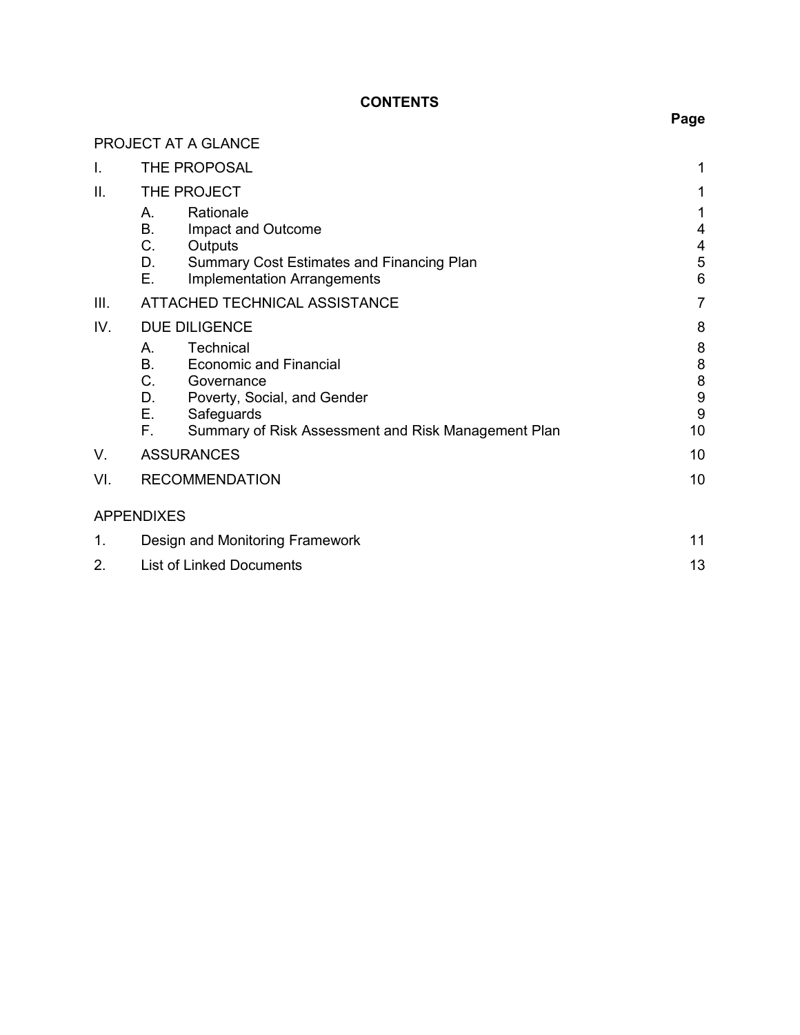# CONTENTS

| | | | Page |
|---|---|---|---|
| PROJECT AT A GLANCE | | | |
| I. | THE PROPOSAL | | 1 |
| II. | THE PROJECT | | 1 |
| | A. | Rationale | 1 |
| | B. | Impact and Outcome | 4 |
| | C. | Outputs | 4 |
| | D. | Summary Cost Estimates and Financing Plan | 5 |
| | E. | Implementation Arrangements | 6 |
| III. | ATTACHED TECHNICAL ASSISTANCE | | 7 |
| IV. | DUE DILIGENCE | | 8 |
| | A. | Technical | 8 |
| | B. | Economic and Financial | 8 |
| | C. | Governance | 8 |
| | D. | Poverty, Social, and Gender | 9 |
| | E. | Safeguards | 9 |
| | F. | Summary of Risk Assessment and Risk Management Plan | 10 |
| V. | ASSURANCES | | 10 |
| VI. | RECOMMENDATION | | 10 |
| APPENDIXES | | | |
| 1. | Design and Monitoring Framework | | 11 |
| 2. | List of Linked Documents | | 13 |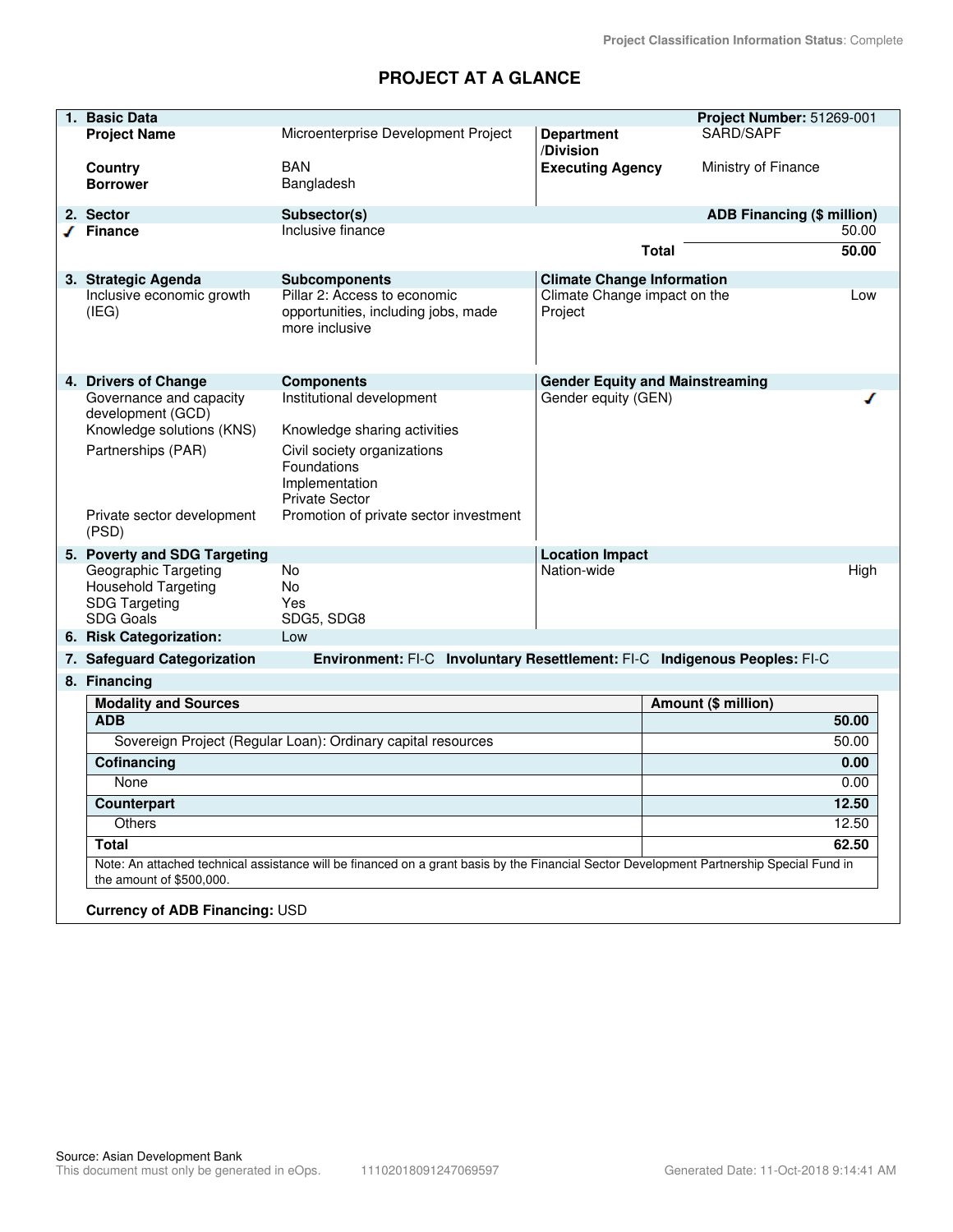Project Classification Information Status: Complete

# PROJECT AT A GLANCE

| **1. Basic Data** | | | **Project Number:** 51269-001 |
|---|---|---|---|
| **Project Name** | Microenterprise Development Project | **Department /Division** | SARD/SAPF |
| **Country** | BAN | **Executing Agency** | Ministry of Finance |
| **Borrower** | Bangladesh | | |

| **2. Sector** | **Subsector(s)** | **ADB Financing ($ million)** |
|---|---|---|
| ✓ **Finance** | Inclusive finance | 50.00 |
| | **Total** | **50.00** |

| **3. Strategic Agenda** | **Subcomponents** | **Climate Change Information** | |
|---|---|---|---|
| Inclusive economic growth (IEG) | Pillar 2: Access to economic opportunities, including jobs, made more inclusive | Climate Change impact on the Project | Low |

| **4. Drivers of Change** | **Components** | **Gender Equity and Mainstreaming** | |
|---|---|---|---|
| Governance and capacity development (GCD) | Institutional development | Gender equity (GEN) | ✓ |
| Knowledge solutions (KNS) | Knowledge sharing activities | | |
| Partnerships (PAR) | Civil society organizations<br>Foundations<br>Implementation<br>Private Sector | | |
| Private sector development (PSD) | Promotion of private sector investment | | |

| **5. Poverty and SDG Targeting** | | **Location Impact** | |
|---|---|---|---|
| Geographic Targeting | No | Nation-wide | High |
| Household Targeting | No | | |
| SDG Targeting | Yes | | |
| SDG Goals | SDG5, SDG8 | | |

**6. Risk Categorization:** Low

**7. Safeguard Categorization** **Environment:** FI-C **Involuntary Resettlement:** FI-C **Indigenous Peoples:** FI-C

**8. Financing**

| **Modality and Sources** | **Amount ($ million)** |
|---|---|
| **ADB** | **50.00** |
| Sovereign Project (Regular Loan): Ordinary capital resources | 50.00 |
| **Cofinancing** | **0.00** |
| None | 0.00 |
| **Counterpart** | **12.50** |
| Others | 12.50 |
| **Total** | **62.50** |

Note: An attached technical assistance will be financed on a grant basis by the Financial Sector Development Partnership Special Fund in the amount of $500,000.

**Currency of ADB Financing:** USD

Source: Asian Development Bank
This document must only be generated in eOps. 11102018091247069597 Generated Date: 11-Oct-2018 9:14:41 AM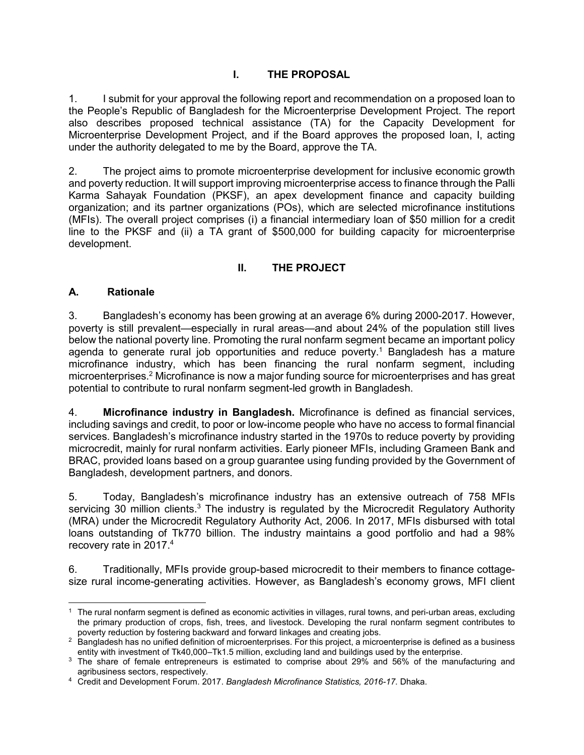# I. THE PROPOSAL

1. I submit for your approval the following report and recommendation on a proposed loan to the People's Republic of Bangladesh for the Microenterprise Development Project. The report also describes proposed technical assistance (TA) for the Capacity Development for Microenterprise Development Project, and if the Board approves the proposed loan, I, acting under the authority delegated to me by the Board, approve the TA.

2. The project aims to promote microenterprise development for inclusive economic growth and poverty reduction. It will support improving microenterprise access to finance through the Palli Karma Sahayak Foundation (PKSF), an apex development finance and capacity building organization; and its partner organizations (POs), which are selected microfinance institutions (MFIs). The overall project comprises (i) a financial intermediary loan of \$50 million for a credit line to the PKSF and (ii) a TA grant of \$500,000 for building capacity for microenterprise development.

# II. THE PROJECT

## A. Rationale

3. Bangladesh's economy has been growing at an average 6% during 2000-2017. However, poverty is still prevalent—especially in rural areas—and about 24% of the population still lives below the national poverty line. Promoting the rural nonfarm segment became an important policy agenda to generate rural job opportunities and reduce poverty.[1] Bangladesh has a mature microfinance industry, which has been financing the rural nonfarm segment, including microenterprises.[2] Microfinance is now a major funding source for microenterprises and has great potential to contribute to rural nonfarm segment-led growth in Bangladesh.

4. **Microfinance industry in Bangladesh.** Microfinance is defined as financial services, including savings and credit, to poor or low-income people who have no access to formal financial services. Bangladesh's microfinance industry started in the 1970s to reduce poverty by providing microcredit, mainly for rural nonfarm activities. Early pioneer MFIs, including Grameen Bank and BRAC, provided loans based on a group guarantee using funding provided by the Government of Bangladesh, development partners, and donors.

5. Today, Bangladesh's microfinance industry has an extensive outreach of 758 MFIs servicing 30 million clients.[3] The industry is regulated by the Microcredit Regulatory Authority (MRA) under the Microcredit Regulatory Authority Act, 2006. In 2017, MFIs disbursed with total loans outstanding of Tk770 billion. The industry maintains a good portfolio and had a 98% recovery rate in 2017.[4]

6. Traditionally, MFIs provide group-based microcredit to their members to finance cottage-size rural income-generating activities. However, as Bangladesh's economy grows, MFI client

---

[1] The rural nonfarm segment is defined as economic activities in villages, rural towns, and peri-urban areas, excluding the primary production of crops, fish, trees, and livestock. Developing the rural nonfarm segment contributes to poverty reduction by fostering backward and forward linkages and creating jobs.

[2] Bangladesh has no unified definition of microenterprises. For this project, a microenterprise is defined as a business entity with investment of Tk40,000–Tk1.5 million, excluding land and buildings used by the enterprise.

[3] The share of female entrepreneurs is estimated to comprise about 29% and 56% of the manufacturing and agribusiness sectors, respectively.

[4] Credit and Development Forum. 2017. *Bangladesh Microfinance Statistics, 2016-17.* Dhaka.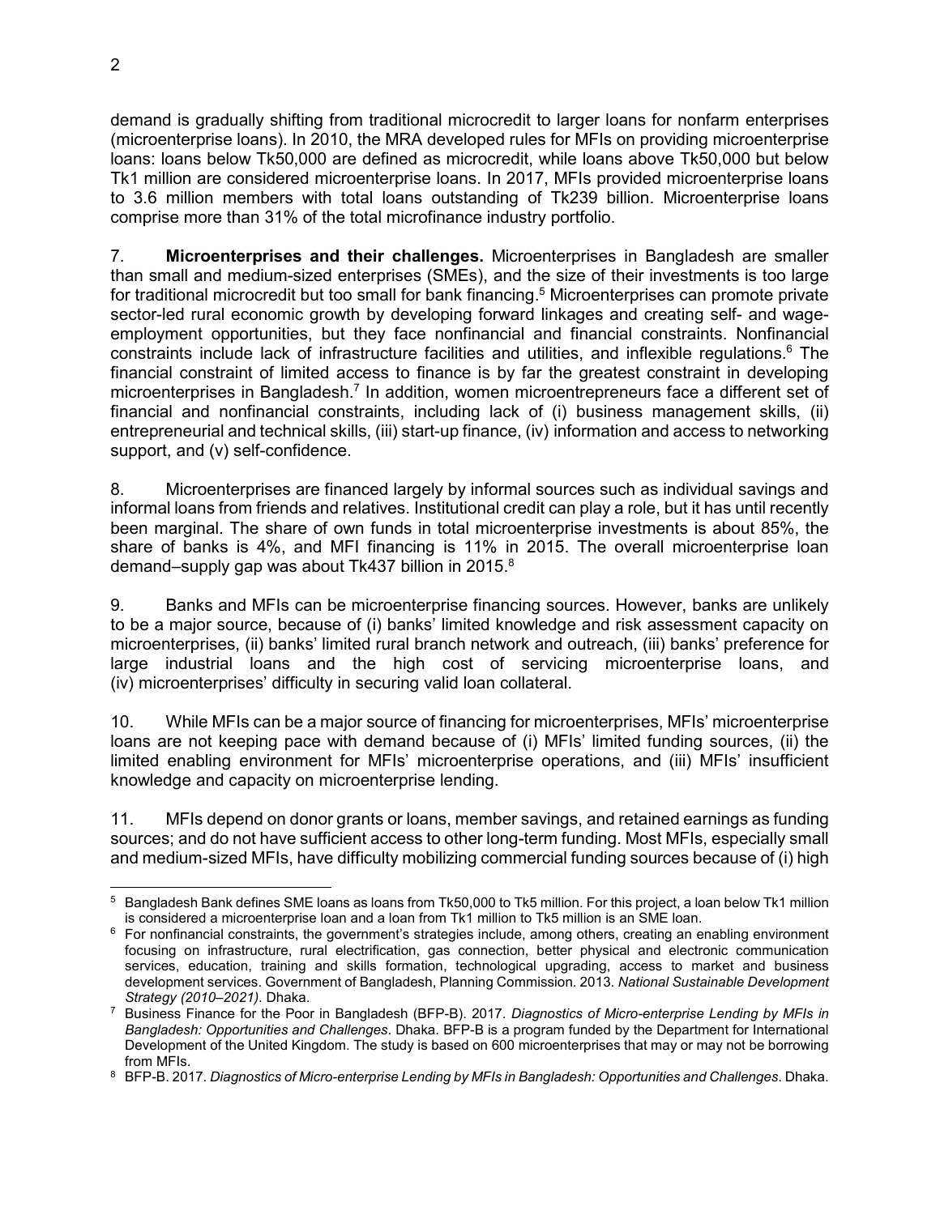demand is gradually shifting from traditional microcredit to larger loans for nonfarm enterprises (microenterprise loans). In 2010, the MRA developed rules for MFIs on providing microenterprise loans: loans below Tk50,000 are defined as microcredit, while loans above Tk50,000 but below Tk1 million are considered microenterprise loans. In 2017, MFIs provided microenterprise loans to 3.6 million members with total loans outstanding of Tk239 billion. Microenterprise loans comprise more than 31% of the total microfinance industry portfolio.

7. **Microenterprises and their challenges.** Microenterprises in Bangladesh are smaller than small and medium-sized enterprises (SMEs), and the size of their investments is too large for traditional microcredit but too small for bank financing.[5] Microenterprises can promote private sector-led rural economic growth by developing forward linkages and creating self- and wage-employment opportunities, but they face nonfinancial and financial constraints. Nonfinancial constraints include lack of infrastructure facilities and utilities, and inflexible regulations.[6] The financial constraint of limited access to finance is by far the greatest constraint in developing microenterprises in Bangladesh.[7] In addition, women microentrepreneurs face a different set of financial and nonfinancial constraints, including lack of (i) business management skills, (ii) entrepreneurial and technical skills, (iii) start-up finance, (iv) information and access to networking support, and (v) self-confidence.

8. Microenterprises are financed largely by informal sources such as individual savings and informal loans from friends and relatives. Institutional credit can play a role, but it has until recently been marginal. The share of own funds in total microenterprise investments is about 85%, the share of banks is 4%, and MFI financing is 11% in 2015. The overall microenterprise loan demand–supply gap was about Tk437 billion in 2015.[8]

9. Banks and MFIs can be microenterprise financing sources. However, banks are unlikely to be a major source, because of (i) banks' limited knowledge and risk assessment capacity on microenterprises, (ii) banks' limited rural branch network and outreach, (iii) banks' preference for large industrial loans and the high cost of servicing microenterprise loans, and (iv) microenterprises' difficulty in securing valid loan collateral.

10. While MFIs can be a major source of financing for microenterprises, MFIs' microenterprise loans are not keeping pace with demand because of (i) MFIs' limited funding sources, (ii) the limited enabling environment for MFIs' microenterprise operations, and (iii) MFIs' insufficient knowledge and capacity on microenterprise lending.

11. MFIs depend on donor grants or loans, member savings, and retained earnings as funding sources; and do not have sufficient access to other long-term funding. Most MFIs, especially small and medium-sized MFIs, have difficulty mobilizing commercial funding sources because of (i) high

---

[5] Bangladesh Bank defines SME loans as loans from Tk50,000 to Tk5 million. For this project, a loan below Tk1 million is considered a microenterprise loan and a loan from Tk1 million to Tk5 million is an SME loan.

[6] For nonfinancial constraints, the government's strategies include, among others, creating an enabling environment focusing on infrastructure, rural electrification, gas connection, better physical and electronic communication services, education, training and skills formation, technological upgrading, access to market and business development services. Government of Bangladesh, Planning Commission. 2013. *National Sustainable Development Strategy (2010–2021)*. Dhaka.

[7] Business Finance for the Poor in Bangladesh (BFP-B). 2017. *Diagnostics of Micro-enterprise Lending by MFIs in Bangladesh: Opportunities and Challenges*. Dhaka. BFP-B is a program funded by the Department for International Development of the United Kingdom. The study is based on 600 microenterprises that may or may not be borrowing from MFIs.

[8] BFP-B. 2017. *Diagnostics of Micro-enterprise Lending by MFIs in Bangladesh: Opportunities and Challenges*. Dhaka.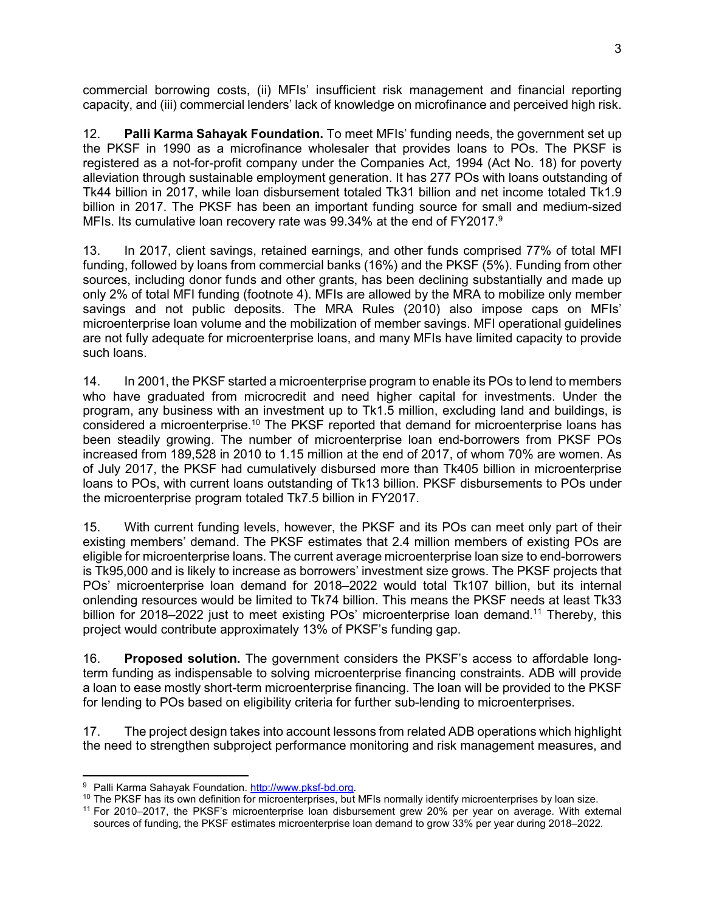commercial borrowing costs, (ii) MFIs' insufficient risk management and financial reporting capacity, and (iii) commercial lenders' lack of knowledge on microfinance and perceived high risk.

12. **Palli Karma Sahayak Foundation.** To meet MFIs' funding needs, the government set up the PKSF in 1990 as a microfinance wholesaler that provides loans to POs. The PKSF is registered as a not-for-profit company under the Companies Act, 1994 (Act No. 18) for poverty alleviation through sustainable employment generation. It has 277 POs with loans outstanding of Tk44 billion in 2017, while loan disbursement totaled Tk31 billion and net income totaled Tk1.9 billion in 2017. The PKSF has been an important funding source for small and medium-sized MFIs. Its cumulative loan recovery rate was 99.34% at the end of FY2017.[9]

13. In 2017, client savings, retained earnings, and other funds comprised 77% of total MFI funding, followed by loans from commercial banks (16%) and the PKSF (5%). Funding from other sources, including donor funds and other grants, has been declining substantially and made up only 2% of total MFI funding (footnote 4). MFIs are allowed by the MRA to mobilize only member savings and not public deposits. The MRA Rules (2010) also impose caps on MFIs' microenterprise loan volume and the mobilization of member savings. MFI operational guidelines are not fully adequate for microenterprise loans, and many MFIs have limited capacity to provide such loans.

14. In 2001, the PKSF started a microenterprise program to enable its POs to lend to members who have graduated from microcredit and need higher capital for investments. Under the program, any business with an investment up to Tk1.5 million, excluding land and buildings, is considered a microenterprise.[10] The PKSF reported that demand for microenterprise loans has been steadily growing. The number of microenterprise loan end-borrowers from PKSF POs increased from 189,528 in 2010 to 1.15 million at the end of 2017, of whom 70% are women. As of July 2017, the PKSF had cumulatively disbursed more than Tk405 billion in microenterprise loans to POs, with current loans outstanding of Tk13 billion. PKSF disbursements to POs under the microenterprise program totaled Tk7.5 billion in FY2017.

15. With current funding levels, however, the PKSF and its POs can meet only part of their existing members' demand. The PKSF estimates that 2.4 million members of existing POs are eligible for microenterprise loans. The current average microenterprise loan size to end-borrowers is Tk95,000 and is likely to increase as borrowers' investment size grows. The PKSF projects that POs' microenterprise loan demand for 2018–2022 would total Tk107 billion, but its internal onlending resources would be limited to Tk74 billion. This means the PKSF needs at least Tk33 billion for 2018–2022 just to meet existing POs' microenterprise loan demand.[11] Thereby, this project would contribute approximately 13% of PKSF's funding gap.

16. **Proposed solution.** The government considers the PKSF's access to affordable long-term funding as indispensable to solving microenterprise financing constraints. ADB will provide a loan to ease mostly short-term microenterprise financing. The loan will be provided to the PKSF for lending to POs based on eligibility criteria for further sub-lending to microenterprises.

17. The project design takes into account lessons from related ADB operations which highlight the need to strengthen subproject performance monitoring and risk management measures, and

---

[9] Palli Karma Sahayak Foundation. http://www.pksf-bd.org.

[10] The PKSF has its own definition for microenterprises, but MFIs normally identify microenterprises by loan size.

[11] For 2010–2017, the PKSF's microenterprise loan disbursement grew 20% per year on average. With external sources of funding, the PKSF estimates microenterprise loan demand to grow 33% per year during 2018–2022.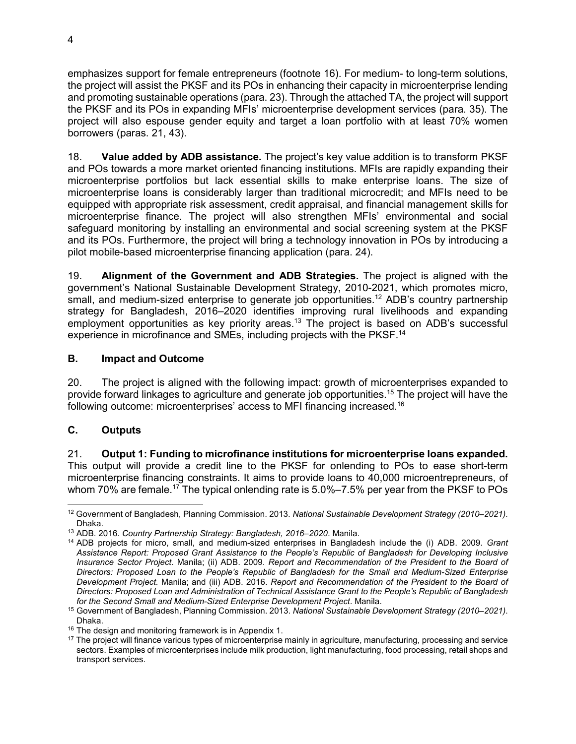emphasizes support for female entrepreneurs (footnote 16). For medium- to long-term solutions, the project will assist the PKSF and its POs in enhancing their capacity in microenterprise lending and promoting sustainable operations (para. 23). Through the attached TA, the project will support the PKSF and its POs in expanding MFIs' microenterprise development services (para. 35). The project will also espouse gender equity and target a loan portfolio with at least 70% women borrowers (paras. 21, 43).

18. **Value added by ADB assistance.** The project's key value addition is to transform PKSF and POs towards a more market oriented financing institutions. MFIs are rapidly expanding their microenterprise portfolios but lack essential skills to make enterprise loans. The size of microenterprise loans is considerably larger than traditional microcredit; and MFIs need to be equipped with appropriate risk assessment, credit appraisal, and financial management skills for microenterprise finance. The project will also strengthen MFIs' environmental and social safeguard monitoring by installing an environmental and social screening system at the PKSF and its POs. Furthermore, the project will bring a technology innovation in POs by introducing a pilot mobile-based microenterprise financing application (para. 24).

19. **Alignment of the Government and ADB Strategies.** The project is aligned with the government's National Sustainable Development Strategy, 2010-2021, which promotes micro, small, and medium-sized enterprise to generate job opportunities.[12] ADB's country partnership strategy for Bangladesh, 2016–2020 identifies improving rural livelihoods and expanding employment opportunities as key priority areas.[13] The project is based on ADB's successful experience in microfinance and SMEs, including projects with the PKSF.[14]

## B. Impact and Outcome

20. The project is aligned with the following impact: growth of microenterprises expanded to provide forward linkages to agriculture and generate job opportunities.[15] The project will have the following outcome: microenterprises' access to MFI financing increased.[16]

## C. Outputs

21. **Output 1: Funding to microfinance institutions for microenterprise loans expanded.** This output will provide a credit line to the PKSF for onlending to POs to ease short-term microenterprise financing constraints. It aims to provide loans to 40,000 microentrepreneurs, of whom 70% are female.[17] The typical onlending rate is 5.0%–7.5% per year from the PKSF to POs

---

[12] Government of Bangladesh, Planning Commission. 2013. *National Sustainable Development Strategy (2010–2021).* Dhaka.

[13] ADB. 2016. *Country Partnership Strategy: Bangladesh, 2016–2020*. Manila.

[14] ADB projects for micro, small, and medium-sized enterprises in Bangladesh include the (i) ADB. 2009. *Grant Assistance Report: Proposed Grant Assistance to the People's Republic of Bangladesh for Developing Inclusive Insurance Sector Project*. Manila; (ii) ADB. 2009. *Report and Recommendation of the President to the Board of Directors: Proposed Loan to the People's Republic of Bangladesh for the Small and Medium-Sized Enterprise Development Project.* Manila; and (iii) ADB. 2016. *Report and Recommendation of the President to the Board of Directors: Proposed Loan and Administration of Technical Assistance Grant to the People's Republic of Bangladesh for the Second Small and Medium-Sized Enterprise Development Project*. Manila.

[15] Government of Bangladesh, Planning Commission. 2013. *National Sustainable Development Strategy (2010–2021).* Dhaka.

[16] The design and monitoring framework is in Appendix 1.

[17] The project will finance various types of microenterprise mainly in agriculture, manufacturing, processing and service sectors. Examples of microenterprises include milk production, light manufacturing, food processing, retail shops and transport services.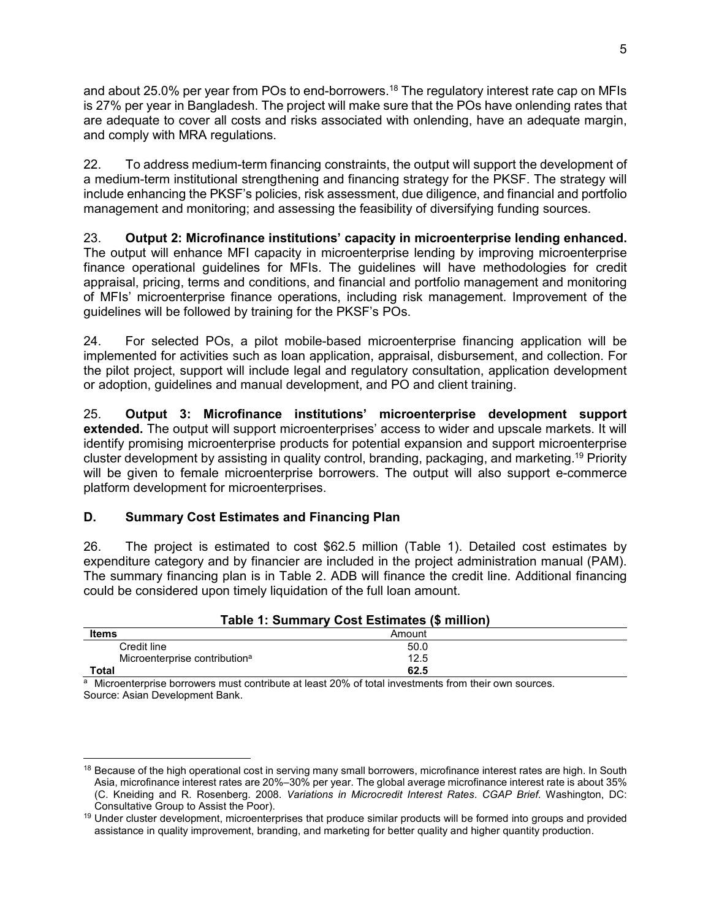and about 25.0% per year from POs to end-borrowers.[18] The regulatory interest rate cap on MFIs is 27% per year in Bangladesh. The project will make sure that the POs have onlending rates that are adequate to cover all costs and risks associated with onlending, have an adequate margin, and comply with MRA regulations.

22. To address medium-term financing constraints, the output will support the development of a medium-term institutional strengthening and financing strategy for the PKSF. The strategy will include enhancing the PKSF's policies, risk assessment, due diligence, and financial and portfolio management and monitoring; and assessing the feasibility of diversifying funding sources.

23. **Output 2: Microfinance institutions' capacity in microenterprise lending enhanced.** The output will enhance MFI capacity in microenterprise lending by improving microenterprise finance operational guidelines for MFIs. The guidelines will have methodologies for credit appraisal, pricing, terms and conditions, and financial and portfolio management and monitoring of MFIs' microenterprise finance operations, including risk management. Improvement of the guidelines will be followed by training for the PKSF's POs.

24. For selected POs, a pilot mobile-based microenterprise financing application will be implemented for activities such as loan application, appraisal, disbursement, and collection. For the pilot project, support will include legal and regulatory consultation, application development or adoption, guidelines and manual development, and PO and client training.

25. **Output 3: Microfinance institutions' microenterprise development support extended.** The output will support microenterprises' access to wider and upscale markets. It will identify promising microenterprise products for potential expansion and support microenterprise cluster development by assisting in quality control, branding, packaging, and marketing.[19] Priority will be given to female microenterprise borrowers. The output will also support e-commerce platform development for microenterprises.

### D. Summary Cost Estimates and Financing Plan

26. The project is estimated to cost $62.5 million (Table 1). Detailed cost estimates by expenditure category and by financier are included in the project administration manual (PAM). The summary financing plan is in Table 2. ADB will finance the credit line. Additional financing could be considered upon timely liquidation of the full loan amount.

**Table 1: Summary Cost Estimates ($ million)**

| Items | Amount |
|---|---|
| Credit line | 50.0 |
| Microenterprise contribution[a] | 12.5 |
| **Total** | **62.5** |

[a] Microenterprise borrowers must contribute at least 20% of total investments from their own sources.
Source: Asian Development Bank.

---

[18] Because of the high operational cost in serving many small borrowers, microfinance interest rates are high. In South Asia, microfinance interest rates are 20%–30% per year. The global average microfinance interest rate is about 35% (C. Kneiding and R. Rosenberg. 2008. *Variations in Microcredit Interest Rates*. *CGAP Brief*. Washington, DC: Consultative Group to Assist the Poor).

[19] Under cluster development, microenterprises that produce similar products will be formed into groups and provided assistance in quality improvement, branding, and marketing for better quality and higher quantity production.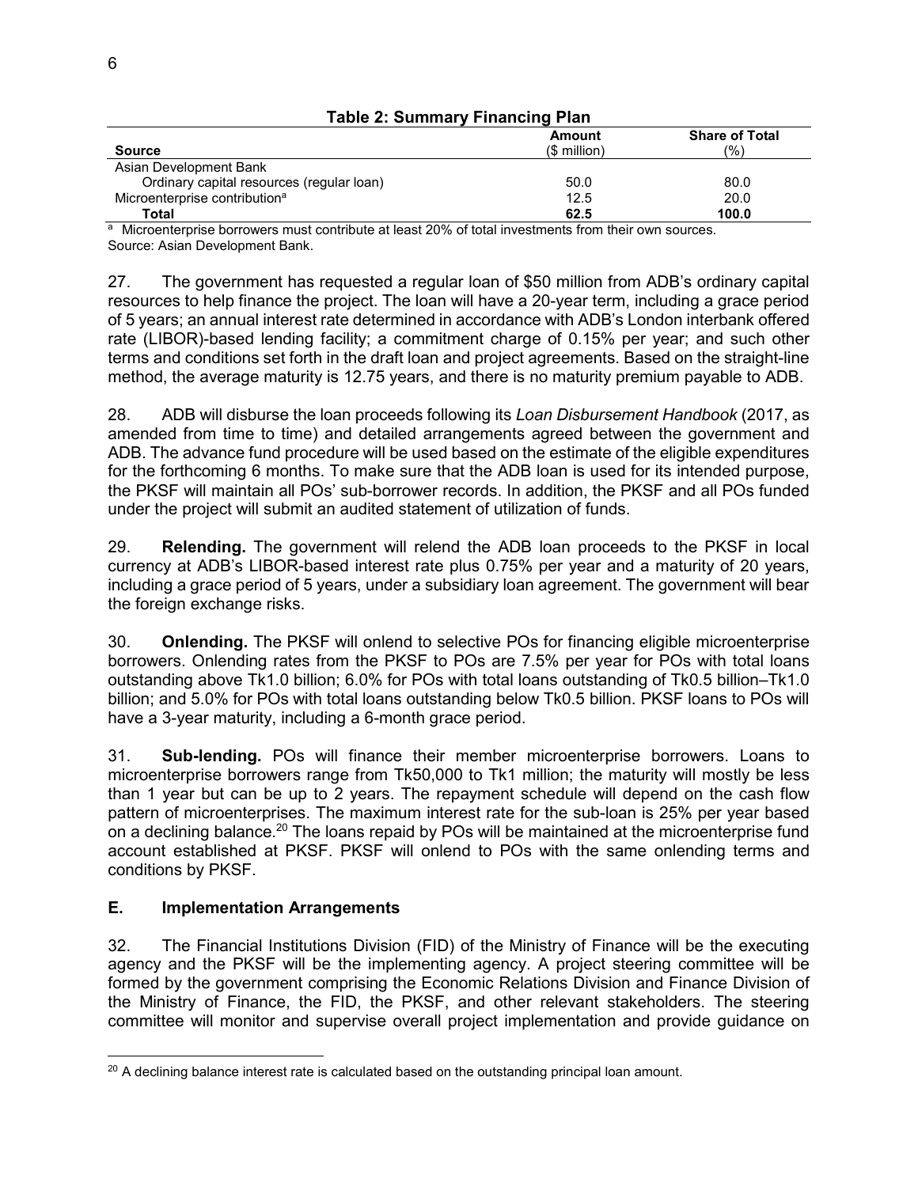**Table 2: Summary Financing Plan**

| Source | Amount ($ million) | Share of Total (%) |
|---|---|---|
| Asian Development Bank | | |
| Ordinary capital resources (regular loan) | 50.0 | 80.0 |
| Microenterprise contribution[a] | 12.5 | 20.0 |
| **Total** | **62.5** | **100.0** |

[a] Microenterprise borrowers must contribute at least 20% of total investments from their own sources.
Source: Asian Development Bank.

27. The government has requested a regular loan of $50 million from ADB's ordinary capital resources to help finance the project. The loan will have a 20-year term, including a grace period of 5 years; an annual interest rate determined in accordance with ADB's London interbank offered rate (LIBOR)-based lending facility; a commitment charge of 0.15% per year; and such other terms and conditions set forth in the draft loan and project agreements. Based on the straight-line method, the average maturity is 12.75 years, and there is no maturity premium payable to ADB.

28. ADB will disburse the loan proceeds following its *Loan Disbursement Handbook* (2017, as amended from time to time) and detailed arrangements agreed between the government and ADB. The advance fund procedure will be used based on the estimate of the eligible expenditures for the forthcoming 6 months. To make sure that the ADB loan is used for its intended purpose, the PKSF will maintain all POs' sub-borrower records. In addition, the PKSF and all POs funded under the project will submit an audited statement of utilization of funds.

29. **Relending.** The government will relend the ADB loan proceeds to the PKSF in local currency at ADB's LIBOR-based interest rate plus 0.75% per year and a maturity of 20 years, including a grace period of 5 years, under a subsidiary loan agreement. The government will bear the foreign exchange risks.

30. **Onlending.** The PKSF will onlend to selective POs for financing eligible microenterprise borrowers. Onlending rates from the PKSF to POs are 7.5% per year for POs with total loans outstanding above Tk1.0 billion; 6.0% for POs with total loans outstanding of Tk0.5 billion–Tk1.0 billion; and 5.0% for POs with total loans outstanding below Tk0.5 billion. PKSF loans to POs will have a 3-year maturity, including a 6-month grace period.

31. **Sub-lending.** POs will finance their member microenterprise borrowers. Loans to microenterprise borrowers range from Tk50,000 to Tk1 million; the maturity will mostly be less than 1 year but can be up to 2 years. The repayment schedule will depend on the cash flow pattern of microenterprises. The maximum interest rate for the sub-loan is 25% per year based on a declining balance.[20] The loans repaid by POs will be maintained at the microenterprise fund account established at PKSF. PKSF will onlend to POs with the same onlending terms and conditions by PKSF.

## E. Implementation Arrangements

32. The Financial Institutions Division (FID) of the Ministry of Finance will be the executing agency and the PKSF will be the implementing agency. A project steering committee will be formed by the government comprising the Economic Relations Division and Finance Division of the Ministry of Finance, the FID, the PKSF, and other relevant stakeholders. The steering committee will monitor and supervise overall project implementation and provide guidance on

[20] A declining balance interest rate is calculated based on the outstanding principal loan amount.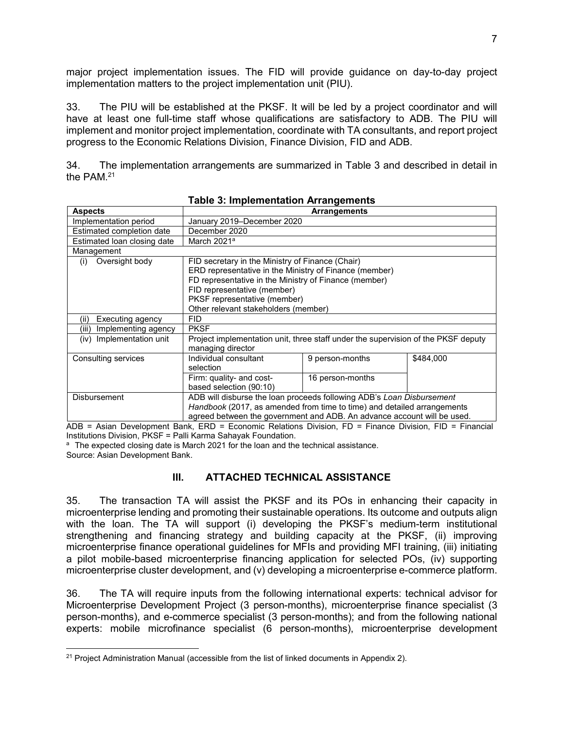major project implementation issues. The FID will provide guidance on day-to-day project implementation matters to the project implementation unit (PIU).

33. The PIU will be established at the PKSF. It will be led by a project coordinator and will have at least one full-time staff whose qualifications are satisfactory to ADB. The PIU will implement and monitor project implementation, coordinate with TA consultants, and report project progress to the Economic Relations Division, Finance Division, FID and ADB.

34. The implementation arrangements are summarized in Table 3 and described in detail in the PAM.[21]

**Table 3: Implementation Arrangements**

| Aspects | Arrangements | | |
|---|---|---|---|
| Implementation period | January 2019–December 2020 | | |
| Estimated completion date | December 2020 | | |
| Estimated loan closing date | March 2021[a] | | |
| Management | | | |
| (i) Oversight body | FID secretary in the Ministry of Finance (Chair)<br>ERD representative in the Ministry of Finance (member)<br>FD representative in the Ministry of Finance (member)<br>FID representative (member)<br>PKSF representative (member)<br>Other relevant stakeholders (member) | | |
| (ii) Executing agency | FID | | |
| (iii) Implementing agency | PKSF | | |
| (iv) Implementation unit | Project implementation unit, three staff under the supervision of the PKSF deputy managing director | | |
| Consulting services | Individual consultant selection | 9 person-months | $484,000 |
| | Firm: quality- and cost-based selection (90:10) | 16 person-months | |
| Disbursement | ADB will disburse the loan proceeds following ADB's *Loan Disbursement Handbook* (2017, as amended from time to time) and detailed arrangements agreed between the government and ADB. An advance account will be used. | | |

ADB = Asian Development Bank, ERD = Economic Relations Division, FD = Finance Division, FID = Financial Institutions Division, PKSF = Palli Karma Sahayak Foundation.
[a] The expected closing date is March 2021 for the loan and the technical assistance.
Source: Asian Development Bank.

## III. ATTACHED TECHNICAL ASSISTANCE

35. The transaction TA will assist the PKSF and its POs in enhancing their capacity in microenterprise lending and promoting their sustainable operations. Its outcome and outputs align with the loan. The TA will support (i) developing the PKSF's medium-term institutional strengthening and financing strategy and building capacity at the PKSF, (ii) improving microenterprise finance operational guidelines for MFIs and providing MFI training, (iii) initiating a pilot mobile-based microenterprise financing application for selected POs, (iv) supporting microenterprise cluster development, and (v) developing a microenterprise e-commerce platform.

36. The TA will require inputs from the following international experts: technical advisor for Microenterprise Development Project (3 person-months), microenterprise finance specialist (3 person-months), and e-commerce specialist (3 person-months); and from the following national experts: mobile microfinance specialist (6 person-months), microenterprise development

[21] Project Administration Manual (accessible from the list of linked documents in Appendix 2).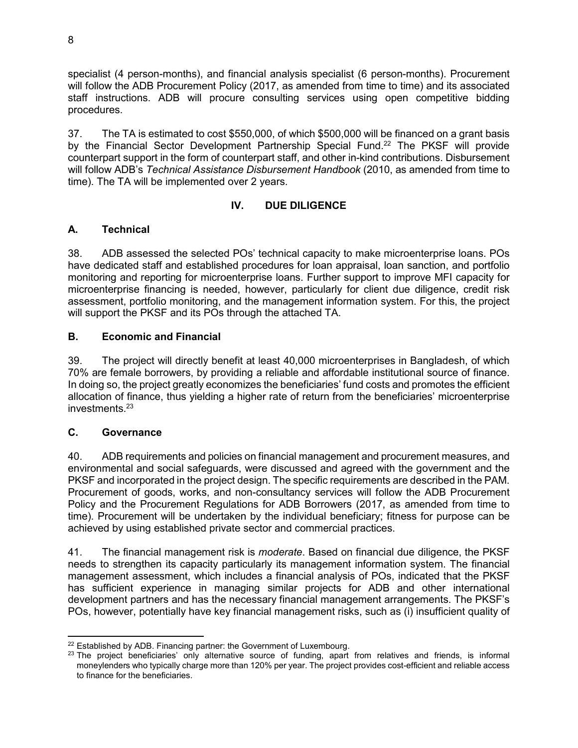specialist (4 person-months), and financial analysis specialist (6 person-months). Procurement will follow the ADB Procurement Policy (2017, as amended from time to time) and its associated staff instructions. ADB will procure consulting services using open competitive bidding procedures.

37. The TA is estimated to cost $550,000, of which $500,000 will be financed on a grant basis by the Financial Sector Development Partnership Special Fund.[22] The PKSF will provide counterpart support in the form of counterpart staff, and other in-kind contributions. Disbursement will follow ADB's *Technical Assistance Disbursement Handbook* (2010, as amended from time to time). The TA will be implemented over 2 years.

## IV. DUE DILIGENCE

### A. Technical

38. ADB assessed the selected POs' technical capacity to make microenterprise loans. POs have dedicated staff and established procedures for loan appraisal, loan sanction, and portfolio monitoring and reporting for microenterprise loans. Further support to improve MFI capacity for microenterprise financing is needed, however, particularly for client due diligence, credit risk assessment, portfolio monitoring, and the management information system. For this, the project will support the PKSF and its POs through the attached TA.

### B. Economic and Financial

39. The project will directly benefit at least 40,000 microenterprises in Bangladesh, of which 70% are female borrowers, by providing a reliable and affordable institutional source of finance. In doing so, the project greatly economizes the beneficiaries' fund costs and promotes the efficient allocation of finance, thus yielding a higher rate of return from the beneficiaries' microenterprise investments.[23]

### C. Governance

40. ADB requirements and policies on financial management and procurement measures, and environmental and social safeguards, were discussed and agreed with the government and the PKSF and incorporated in the project design. The specific requirements are described in the PAM. Procurement of goods, works, and non-consultancy services will follow the ADB Procurement Policy and the Procurement Regulations for ADB Borrowers (2017, as amended from time to time). Procurement will be undertaken by the individual beneficiary; fitness for purpose can be achieved by using established private sector and commercial practices.

41. The financial management risk is *moderate*. Based on financial due diligence, the PKSF needs to strengthen its capacity particularly its management information system. The financial management assessment, which includes a financial analysis of POs, indicated that the PKSF has sufficient experience in managing similar projects for ADB and other international development partners and has the necessary financial management arrangements. The PKSF's POs, however, potentially have key financial management risks, such as (i) insufficient quality of

---

[22] Established by ADB. Financing partner: the Government of Luxembourg.

[23] The project beneficiaries' only alternative source of funding, apart from relatives and friends, is informal moneylenders who typically charge more than 120% per year. The project provides cost-efficient and reliable access to finance for the beneficiaries.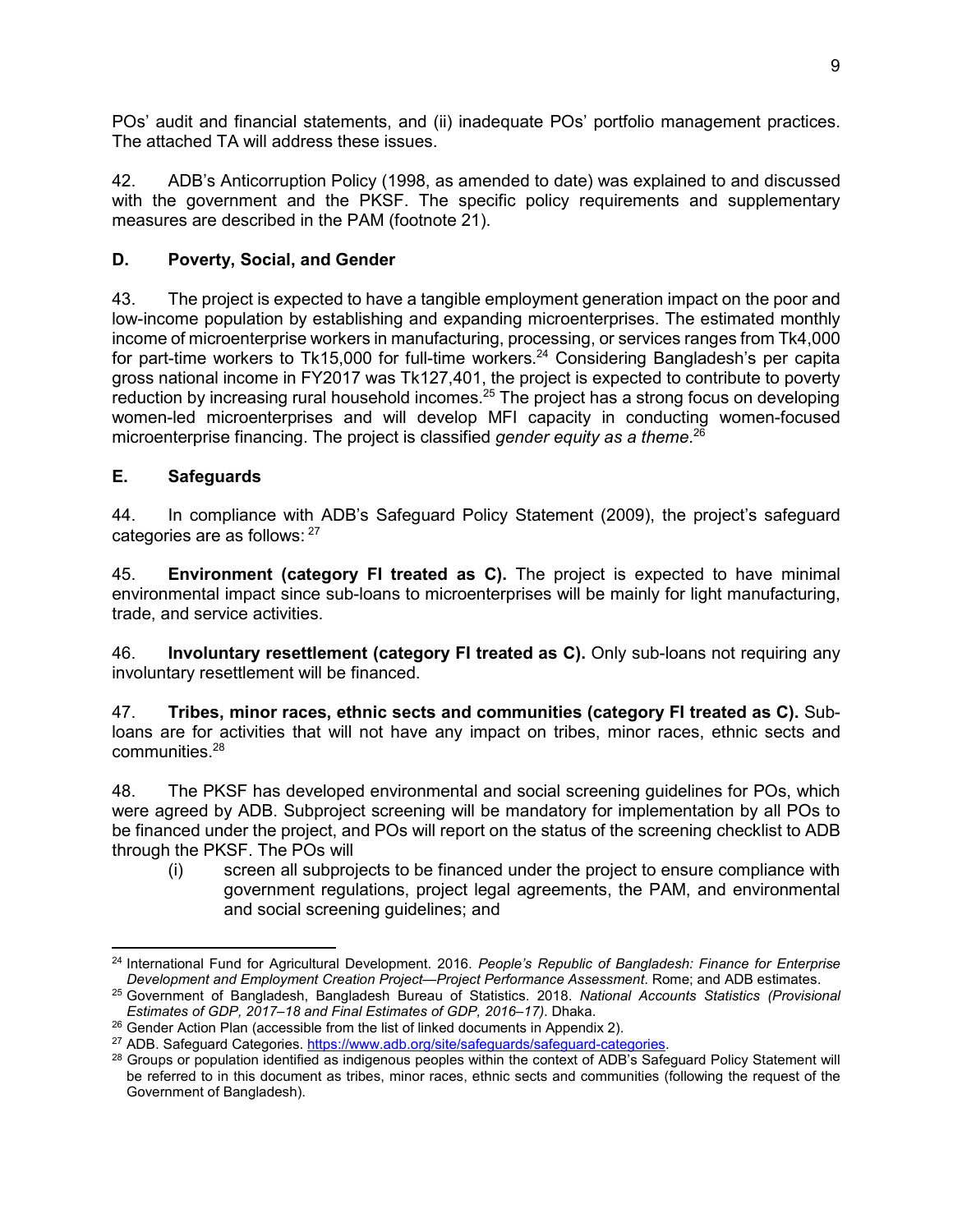POs' audit and financial statements, and (ii) inadequate POs' portfolio management practices. The attached TA will address these issues.

42. ADB's Anticorruption Policy (1998, as amended to date) was explained to and discussed with the government and the PKSF. The specific policy requirements and supplementary measures are described in the PAM (footnote 21).

### D. Poverty, Social, and Gender

43. The project is expected to have a tangible employment generation impact on the poor and low-income population by establishing and expanding microenterprises. The estimated monthly income of microenterprise workers in manufacturing, processing, or services ranges from Tk4,000 for part-time workers to Tk15,000 for full-time workers.[24] Considering Bangladesh's per capita gross national income in FY2017 was Tk127,401, the project is expected to contribute to poverty reduction by increasing rural household incomes.[25] The project has a strong focus on developing women-led microenterprises and will develop MFI capacity in conducting women-focused microenterprise financing. The project is classified *gender equity as a theme*.[26]

### E. Safeguards

44. In compliance with ADB's Safeguard Policy Statement (2009), the project's safeguard categories are as follows:[27]

45. **Environment (category FI treated as C).** The project is expected to have minimal environmental impact since sub-loans to microenterprises will be mainly for light manufacturing, trade, and service activities.

46. **Involuntary resettlement (category FI treated as C).** Only sub-loans not requiring any involuntary resettlement will be financed.

47. **Tribes, minor races, ethnic sects and communities (category FI treated as C).** Sub-loans are for activities that will not have any impact on tribes, minor races, ethnic sects and communities.[28]

48. The PKSF has developed environmental and social screening guidelines for POs, which were agreed by ADB. Subproject screening will be mandatory for implementation by all POs to be financed under the project, and POs will report on the status of the screening checklist to ADB through the PKSF. The POs will

(i) screen all subprojects to be financed under the project to ensure compliance with government regulations, project legal agreements, the PAM, and environmental and social screening guidelines; and

---

[24] International Fund for Agricultural Development. 2016. *People's Republic of Bangladesh: Finance for Enterprise Development and Employment Creation Project—Project Performance Assessment*. Rome; and ADB estimates.

[25] Government of Bangladesh, Bangladesh Bureau of Statistics. 2018. *National Accounts Statistics (Provisional Estimates of GDP, 2017–18 and Final Estimates of GDP, 2016–17)*. Dhaka.

[26] Gender Action Plan (accessible from the list of linked documents in Appendix 2).

[27] ADB. Safeguard Categories. https://www.adb.org/site/safeguards/safeguard-categories.

[28] Groups or population identified as indigenous peoples within the context of ADB's Safeguard Policy Statement will be referred to in this document as tribes, minor races, ethnic sects and communities (following the request of the Government of Bangladesh).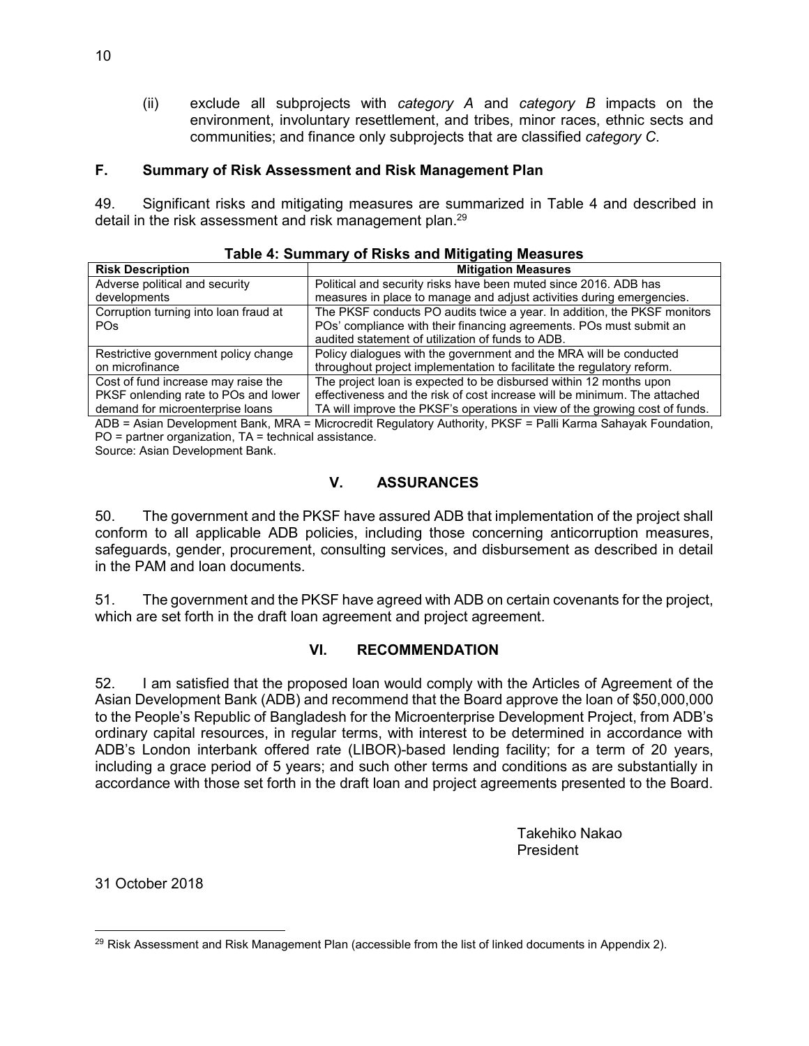(ii) exclude all subprojects with *category A* and *category B* impacts on the environment, involuntary resettlement, and tribes, minor races, ethnic sects and communities; and finance only subprojects that are classified *category C*.

### F. Summary of Risk Assessment and Risk Management Plan

49. Significant risks and mitigating measures are summarized in Table 4 and described in detail in the risk assessment and risk management plan.[29]

**Table 4: Summary of Risks and Mitigating Measures**

| Risk Description | Mitigation Measures |
|---|---|
| Adverse political and security developments | Political and security risks have been muted since 2016. ADB has measures in place to manage and adjust activities during emergencies. |
| Corruption turning into loan fraud at POs | The PKSF conducts PO audits twice a year. In addition, the PKSF monitors POs' compliance with their financing agreements. POs must submit an audited statement of utilization of funds to ADB. |
| Restrictive government policy change on microfinance | Policy dialogues with the government and the MRA will be conducted throughout project implementation to facilitate the regulatory reform. |
| Cost of fund increase may raise the PKSF onlending rate to POs and lower demand for microenterprise loans | The project loan is expected to be disbursed within 12 months upon effectiveness and the risk of cost increase will be minimum. The attached TA will improve the PKSF's operations in view of the growing cost of funds. |

ADB = Asian Development Bank, MRA = Microcredit Regulatory Authority, PKSF = Palli Karma Sahayak Foundation, PO = partner organization, TA = technical assistance.
Source: Asian Development Bank.

## V. ASSURANCES

50. The government and the PKSF have assured ADB that implementation of the project shall conform to all applicable ADB policies, including those concerning anticorruption measures, safeguards, gender, procurement, consulting services, and disbursement as described in detail in the PAM and loan documents.

51. The government and the PKSF have agreed with ADB on certain covenants for the project, which are set forth in the draft loan agreement and project agreement.

## VI. RECOMMENDATION

52. I am satisfied that the proposed loan would comply with the Articles of Agreement of the Asian Development Bank (ADB) and recommend that the Board approve the loan of $50,000,000 to the People's Republic of Bangladesh for the Microenterprise Development Project, from ADB's ordinary capital resources, in regular terms, with interest to be determined in accordance with ADB's London interbank offered rate (LIBOR)-based lending facility; for a term of 20 years, including a grace period of 5 years; and such other terms and conditions as are substantially in accordance with those set forth in the draft loan and project agreements presented to the Board.

Takehiko Nakao
President

31 October 2018

[29] Risk Assessment and Risk Management Plan (accessible from the list of linked documents in Appendix 2).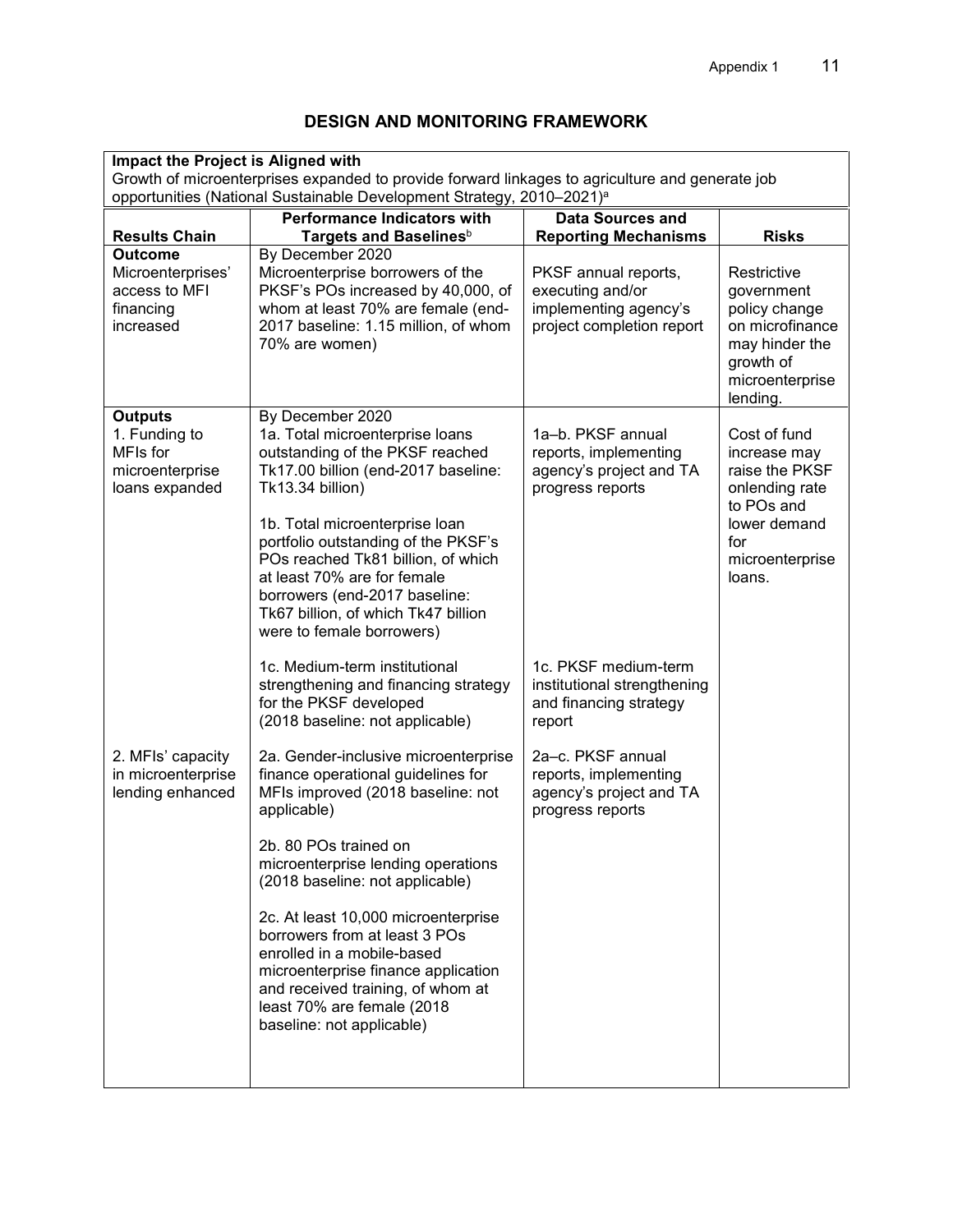# DESIGN AND MONITORING FRAMEWORK

**Impact the Project is Aligned with**

Growth of microenterprises expanded to provide forward linkages to agriculture and generate job opportunities (National Sustainable Development Strategy, 2010–2021)[a]

| Results Chain | Performance Indicators with Targets and Baselines[b] | Data Sources and Reporting Mechanisms | Risks |
|---|---|---|---|
| **Outcome**<br>Microenterprises' access to MFI financing increased | By December 2020<br>Microenterprise borrowers of the PKSF's POs increased by 40,000, of whom at least 70% are female (end-2017 baseline: 1.15 million, of whom 70% are women) | PKSF annual reports, executing and/or implementing agency's project completion report | Restrictive government policy change on microfinance may hinder the growth of microenterprise lending. |
| **Outputs**<br>1. Funding to MFIs for microenterprise loans expanded | By December 2020<br>1a. Total microenterprise loans outstanding of the PKSF reached Tk17.00 billion (end-2017 baseline: Tk13.34 billion) | 1a–b. PKSF annual reports, implementing agency's project and TA progress reports | Cost of fund increase may raise the PKSF onlending rate to POs and lower demand for microenterprise loans. |
| | 1b. Total microenterprise loan portfolio outstanding of the PKSF's POs reached Tk81 billion, of which at least 70% are for female borrowers (end-2017 baseline: Tk67 billion, of which Tk47 billion were to female borrowers) | | |
| | 1c. Medium-term institutional strengthening and financing strategy for the PKSF developed (2018 baseline: not applicable) | 1c. PKSF medium-term institutional strengthening and financing strategy report | |
| 2. MFIs' capacity in microenterprise lending enhanced | 2a. Gender-inclusive microenterprise finance operational guidelines for MFIs improved (2018 baseline: not applicable) | 2a–c. PKSF annual reports, implementing agency's project and TA progress reports | |
| | 2b. 80 POs trained on microenterprise lending operations (2018 baseline: not applicable) | | |
| | 2c. At least 10,000 microenterprise borrowers from at least 3 POs enrolled in a mobile-based microenterprise finance application and received training, of whom at least 70% are female (2018 baseline: not applicable) | | |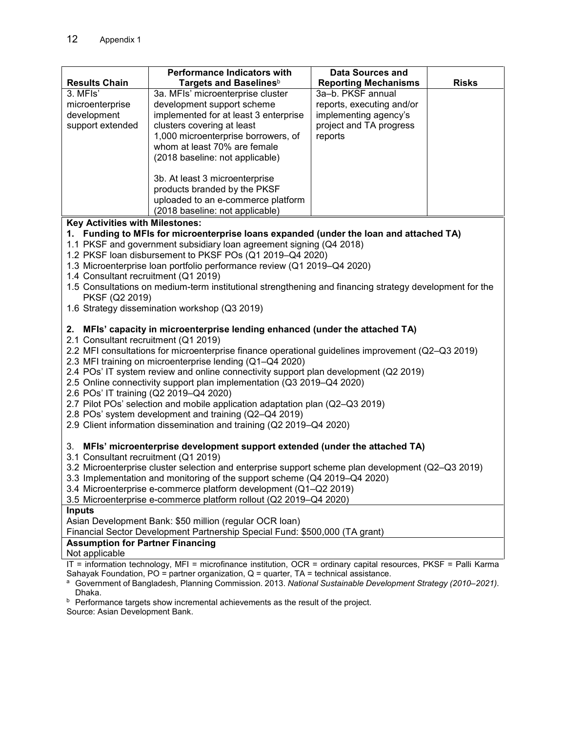| Results Chain | Performance Indicators with Targets and Baselines[b] | Data Sources and Reporting Mechanisms | Risks |
|---|---|---|---|
| 3. MFIs' microenterprise development support extended | 3a. MFIs' microenterprise cluster development support scheme implemented for at least 3 enterprise clusters covering at least 1,000 microenterprise borrowers, of whom at least 70% are female (2018 baseline: not applicable)<br><br>3b. At least 3 microenterprise products branded by the PKSF uploaded to an e-commerce platform (2018 baseline: not applicable) | 3a–b. PKSF annual reports, executing and/or implementing agency's project and TA progress reports | |

**Key Activities with Milestones:**

**1. Funding to MFIs for microenterprise loans expanded (under the loan and attached TA)**

1.1 PKSF and government subsidiary loan agreement signing (Q4 2018)
1.2 PKSF loan disbursement to PKSF POs (Q1 2019–Q4 2020)
1.3 Microenterprise loan portfolio performance review (Q1 2019–Q4 2020)
1.4 Consultant recruitment (Q1 2019)
1.5 Consultations on medium-term institutional strengthening and financing strategy development for the PKSF (Q2 2019)
1.6 Strategy dissemination workshop (Q3 2019)

**2. MFIs' capacity in microenterprise lending enhanced (under the attached TA)**

2.1 Consultant recruitment (Q1 2019)
2.2 MFI consultations for microenterprise finance operational guidelines improvement (Q2–Q3 2019)
2.3 MFI training on microenterprise lending (Q1–Q4 2020)
2.4 POs' IT system review and online connectivity support plan development (Q2 2019)
2.5 Online connectivity support plan implementation (Q3 2019–Q4 2020)
2.6 POs' IT training (Q2 2019–Q4 2020)
2.7 Pilot POs' selection and mobile application adaptation plan (Q2–Q3 2019)
2.8 POs' system development and training (Q2–Q4 2019)
2.9 Client information dissemination and training (Q2 2019–Q4 2020)

3. **MFIs' microenterprise development support extended (under the attached TA)**

3.1 Consultant recruitment (Q1 2019)
3.2 Microenterprise cluster selection and enterprise support scheme plan development (Q2–Q3 2019)
3.3 Implementation and monitoring of the support scheme (Q4 2019–Q4 2020)
3.4 Microenterprise e-commerce platform development (Q1–Q2 2019)
3.5 Microenterprise e-commerce platform rollout (Q2 2019–Q4 2020)

**Inputs**

Asian Development Bank: $50 million (regular OCR loan)
Financial Sector Development Partnership Special Fund: $500,000 (TA grant)

**Assumption for Partner Financing**

Not applicable

IT = information technology, MFI = microfinance institution, OCR = ordinary capital resources, PKSF = Palli Karma Sahayak Foundation, PO = partner organization, Q = quarter, TA = technical assistance.

[a] Government of Bangladesh, Planning Commission. 2013. *National Sustainable Development Strategy (2010–2021)*. Dhaka.

[b] Performance targets show incremental achievements as the result of the project.

Source: Asian Development Bank.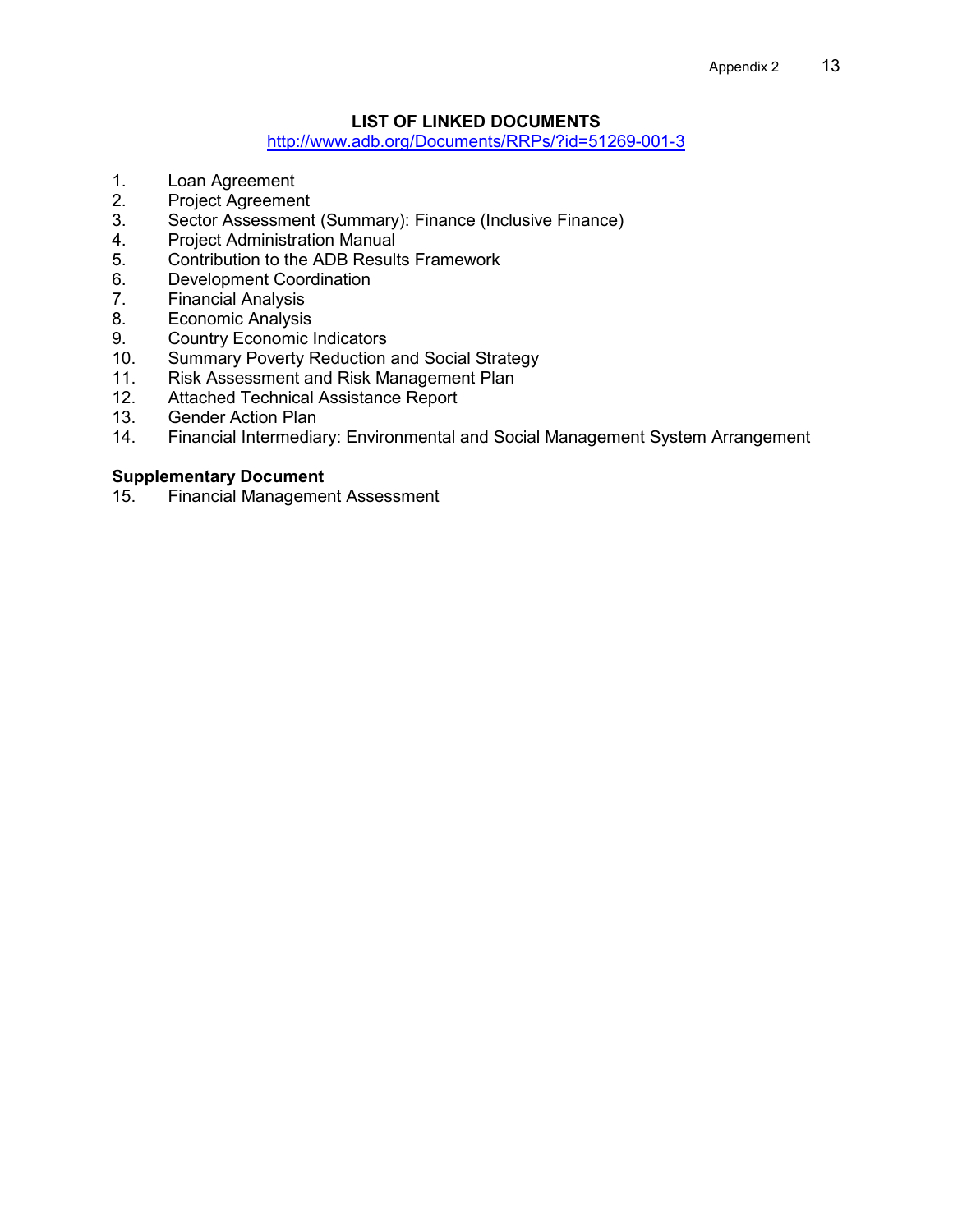## LIST OF LINKED DOCUMENTS

http://www.adb.org/Documents/RRPs/?id=51269-001-3

1. Loan Agreement
2. Project Agreement
3. Sector Assessment (Summary): Finance (Inclusive Finance)
4. Project Administration Manual
5. Contribution to the ADB Results Framework
6. Development Coordination
7. Financial Analysis
8. Economic Analysis
9. Country Economic Indicators
10. Summary Poverty Reduction and Social Strategy
11. Risk Assessment and Risk Management Plan
12. Attached Technical Assistance Report
13. Gender Action Plan
14. Financial Intermediary: Environmental and Social Management System Arrangement

**Supplementary Document**

15. Financial Management Assessment